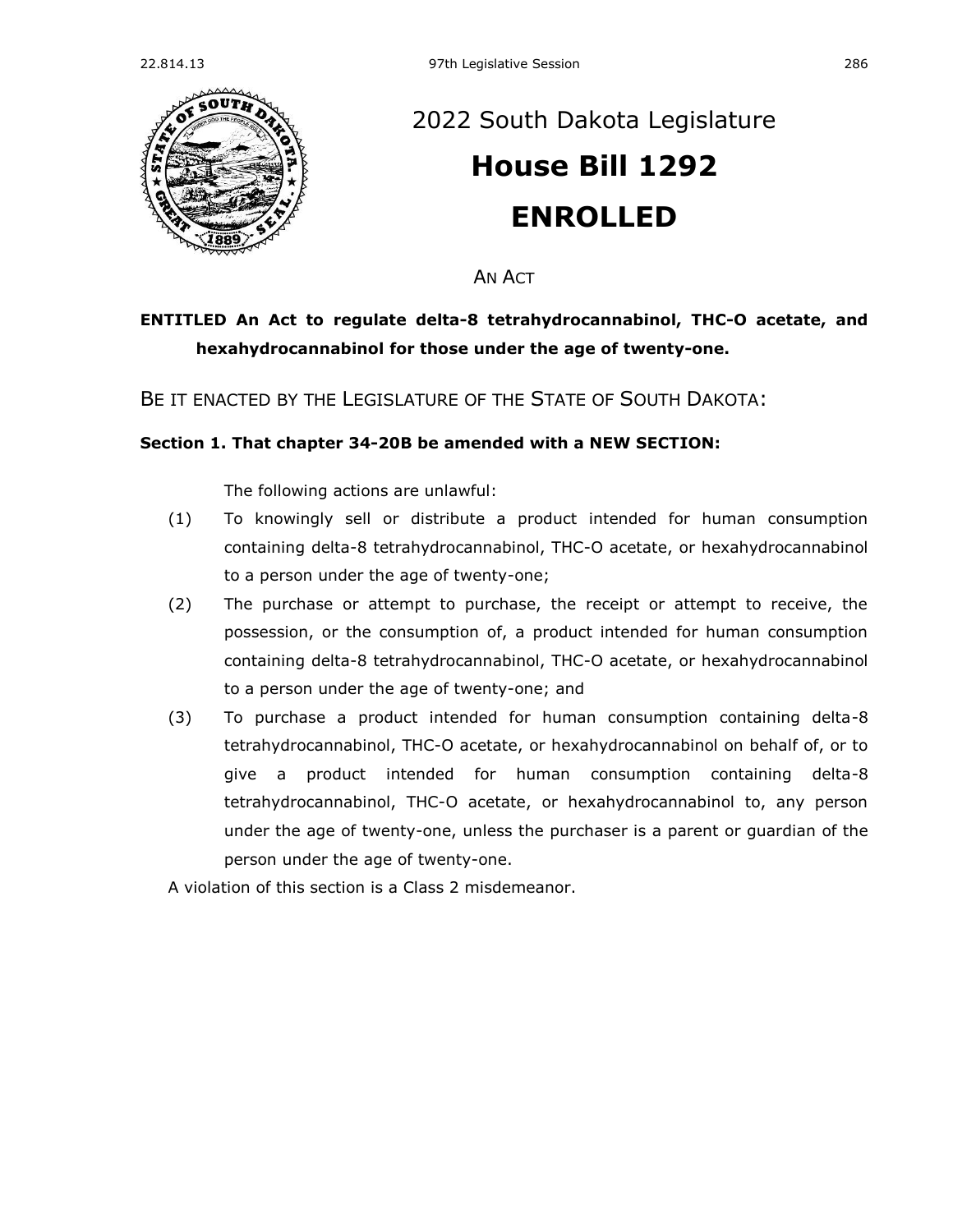# 2022 South Dakota Legislature

# House Bill 1292

# ENROLLED

AN ACT

**ENTITLED An Act to regulate delta-8 tetrahydrocannabinol, THC-O acetate, and hexahydrocannabinol for those under the age of twenty-one.**

BE IT ENACTED BY THE LEGISLATURE OF THE STATE OF SOUTH DAKOTA:

**Section 1. That chapter 34-20B be amended with a NEW SECTION:**

The following actions are unlawful:

(1) To knowingly sell or distribute a product intended for human consumption containing delta-8 tetrahydrocannabinol, THC-O acetate, or hexahydrocannabinol to a person under the age of twenty-one;

(2) The purchase or attempt to purchase, the receipt or attempt to receive, the possession, or the consumption of, a product intended for human consumption containing delta-8 tetrahydrocannabinol, THC-O acetate, or hexahydrocannabinol to a person under the age of twenty-one; and

(3) To purchase a product intended for human consumption containing delta-8 tetrahydrocannabinol, THC-O acetate, or hexahydrocannabinol on behalf of, or to give a product intended for human consumption containing delta-8 tetrahydrocannabinol, THC-O acetate, or hexahydrocannabinol to, any person under the age of twenty-one, unless the purchaser is a parent or guardian of the person under the age of twenty-one.

A violation of this section is a Class 2 misdemeanor.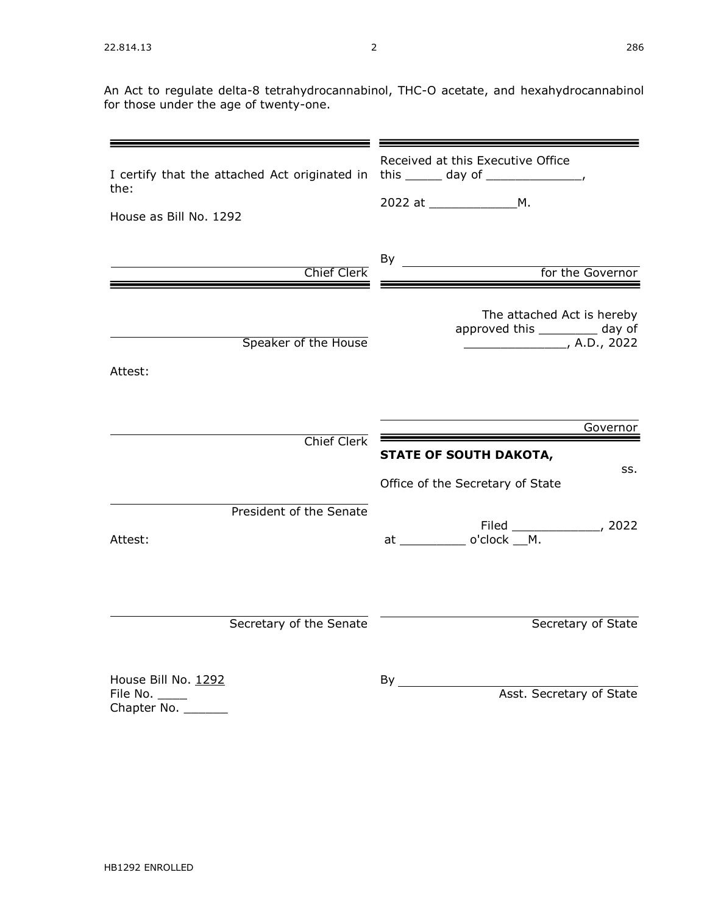An Act to regulate delta-8 tetrahydrocannabinol, THC-O acetate, and hexahydrocannabinol for those under the age of twenty-one.

I certify that the attached Act originated in the:

House as Bill No. 1292

_________________________ Chief Clerk

_________________________ Speaker of the House

Attest:

_________________________ Chief Clerk

_________________________ President of the Senate

Attest:

_________________________ Secretary of the Senate

House Bill No. 1292
File No. ____
Chapter No. ______

Received at this Executive Office this _____ day of _____________,

2022 at ____________M.

By _________________________ for the Governor

The attached Act is hereby approved this ________ day of ______________, A.D., 2022

_________________________ Governor

**STATE OF SOUTH DAKOTA,**

ss.

Office of the Secretary of State

Filed ____________, 2022 at _________ o'clock __M.

_________________________ Secretary of State

By _________________________ Asst. Secretary of State

HB1292 ENROLLED